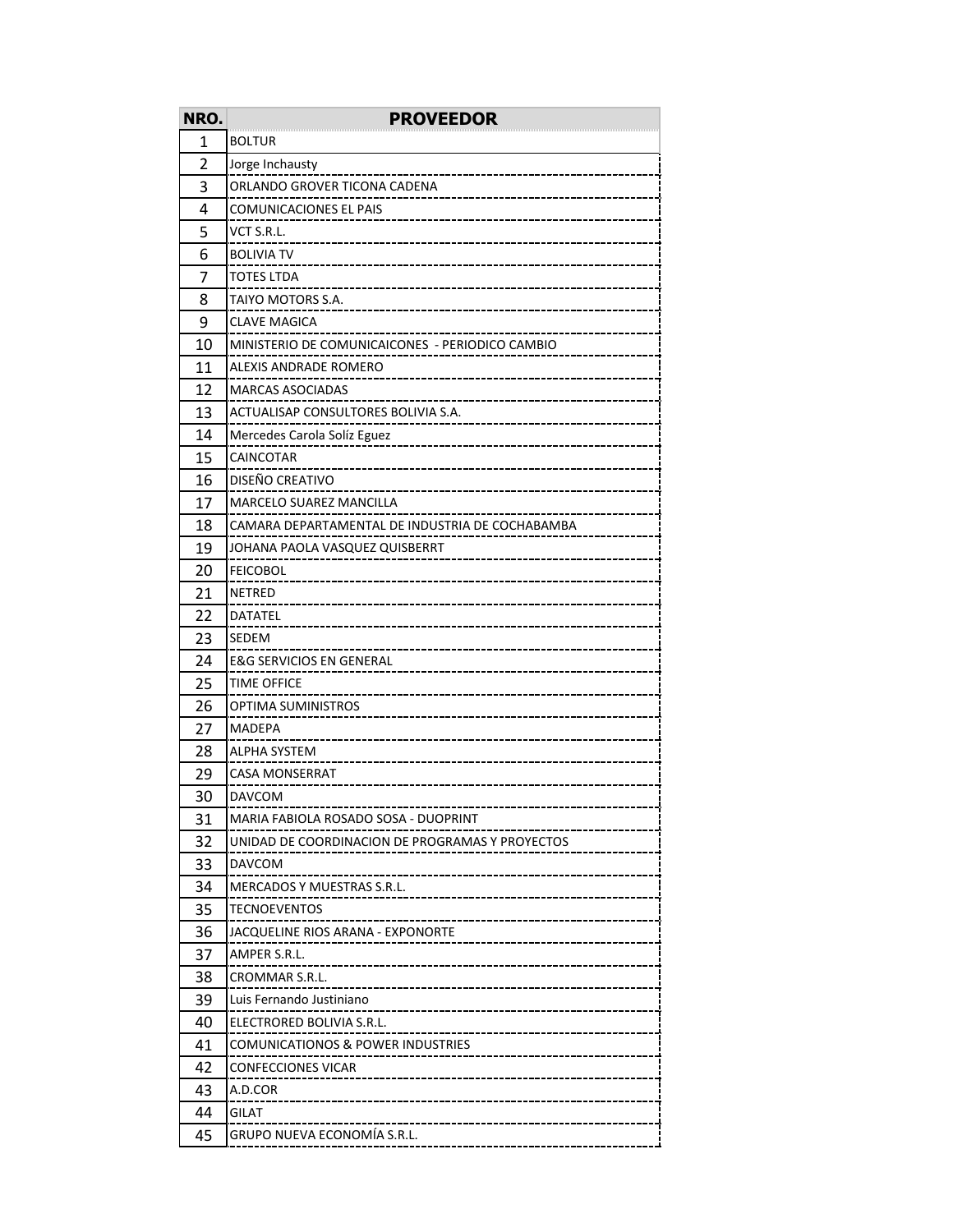| NRO. | PROVEEDOR |
|---|---|
| 1 | BOLTUR |
| 2 | Jorge Inchausty |
| 3 | ORLANDO GROVER TICONA CADENA |
| 4 | COMUNICACIONES EL PAIS |
| 5 | VCT S.R.L. |
| 6 | BOLIVIA TV |
| 7 | TOTES LTDA |
| 8 | TAIYO MOTORS S.A. |
| 9 | CLAVE MAGICA |
| 10 | MINISTERIO DE COMUNICAICONES - PERIODICO CAMBIO |
| 11 | ALEXIS ANDRADE ROMERO |
| 12 | MARCAS ASOCIADAS |
| 13 | ACTUALISAP CONSULTORES BOLIVIA S.A. |
| 14 | Mercedes Carola Solíz Eguez |
| 15 | CAINCOTAR |
| 16 | DISEÑO CREATIVO |
| 17 | MARCELO SUAREZ MANCILLA |
| 18 | CAMARA DEPARTAMENTAL DE INDUSTRIA DE COCHABAMBA |
| 19 | JOHANA PAOLA VASQUEZ QUISBERRT |
| 20 | FEICOBOL |
| 21 | NETRED |
| 22 | DATATEL |
| 23 | SEDEM |
| 24 | E&G SERVICIOS EN GENERAL |
| 25 | TIME OFFICE |
| 26 | OPTIMA SUMINISTROS |
| 27 | MADEPA |
| 28 | ALPHA SYSTEM |
| 29 | CASA MONSERRAT |
| 30 | DAVCOM |
| 31 | MARIA FABIOLA ROSADO SOSA - DUOPRINT |
| 32 | UNIDAD DE COORDINACION DE PROGRAMAS Y PROYECTOS |
| 33 | DAVCOM |
| 34 | MERCADOS Y MUESTRAS S.R.L. |
| 35 | TECNOEVENTOS |
| 36 | JACQUELINE RIOS ARANA - EXPONORTE |
| 37 | AMPER S.R.L. |
| 38 | CROMMAR S.R.L. |
| 39 | Luis Fernando Justiniano |
| 40 | ELECTRORED BOLIVIA S.R.L. |
| 41 | COMUNICATIONOS & POWER INDUSTRIES |
| 42 | CONFECCIONES VICAR |
| 43 | A.D.COR |
| 44 | GILAT |
| 45 | GRUPO NUEVA ECONOMÍA S.R.L. |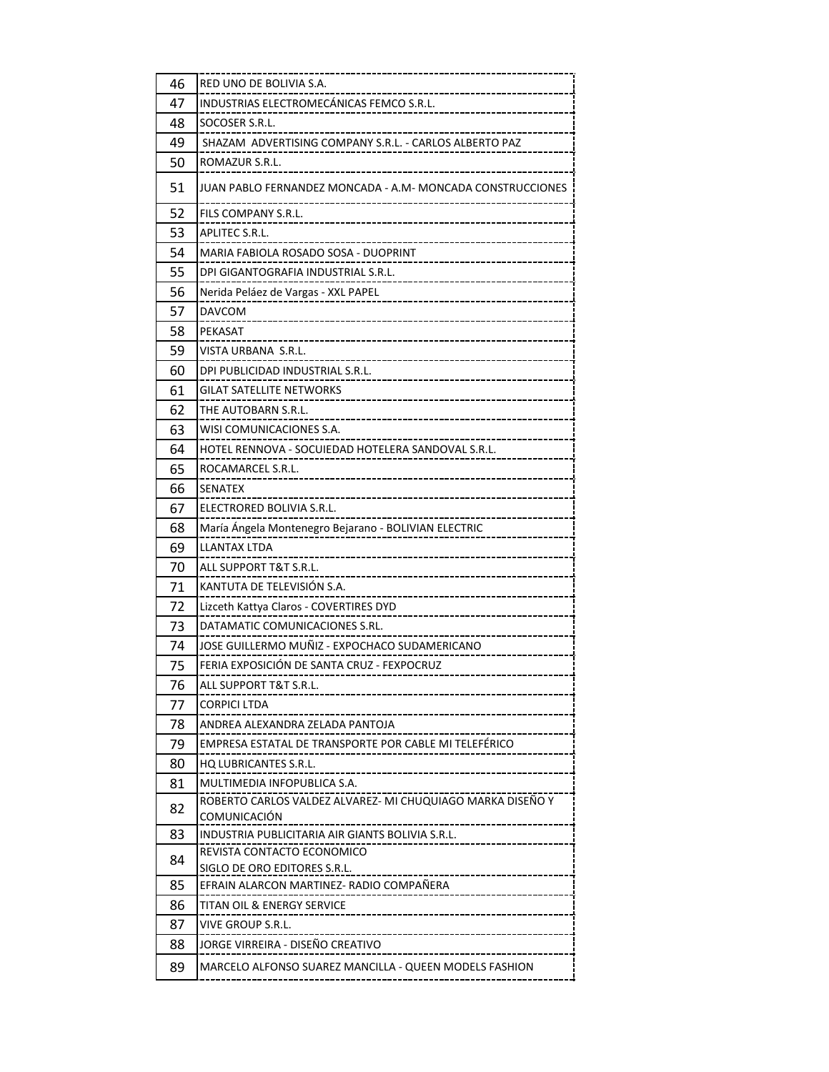| | |
|---|---|
| 46 | RED UNO DE BOLIVIA S.A. |
| 47 | INDUSTRIAS ELECTROMECÁNICAS FEMCO S.R.L. |
| 48 | SOCOSER S.R.L. |
| 49 | SHAZAM ADVERTISING COMPANY S.R.L. - CARLOS ALBERTO PAZ |
| 50 | ROMAZUR S.R.L. |
| 51 | JUAN PABLO FERNANDEZ MONCADA - A.M- MONCADA CONSTRUCCIONES |
| 52 | FILS COMPANY S.R.L. |
| 53 | APLITEC S.R.L. |
| 54 | MARIA FABIOLA ROSADO SOSA - DUOPRINT |
| 55 | DPI GIGANTOGRAFIA INDUSTRIAL S.R.L. |
| 56 | Nerida Peláez de Vargas - XXL PAPEL |
| 57 | DAVCOM |
| 58 | PEKASAT |
| 59 | VISTA URBANA S.R.L. |
| 60 | DPI PUBLICIDAD INDUSTRIAL S.R.L. |
| 61 | GILAT SATELLITE NETWORKS |
| 62 | THE AUTOBARN S.R.L. |
| 63 | WISI COMUNICACIONES S.A. |
| 64 | HOTEL RENNOVA - SOCUIEDAD HOTELERA SANDOVAL S.R.L. |
| 65 | ROCAMARCEL S.R.L. |
| 66 | SENATEX |
| 67 | ELECTRORED BOLIVIA S.R.L. |
| 68 | María Ángela Montenegro Bejarano - BOLIVIAN ELECTRIC |
| 69 | LLANTAX LTDA |
| 70 | ALL SUPPORT T&T S.R.L. |
| 71 | KANTUTA DE TELEVISIÓN S.A. |
| 72 | Lizceth Kattya Claros - COVERTIRES DYD |
| 73 | DATAMATIC COMUNICACIONES S.RL. |
| 74 | JOSE GUILLERMO MUÑIZ - EXPOCHACO SUDAMERICANO |
| 75 | FERIA EXPOSICIÓN DE SANTA CRUZ - FEXPOCRUZ |
| 76 | ALL SUPPORT T&T S.R.L. |
| 77 | CORPICI LTDA |
| 78 | ANDREA ALEXANDRA ZELADA PANTOJA |
| 79 | EMPRESA ESTATAL DE TRANSPORTE POR CABLE MI TELEFÉRICO |
| 80 | HQ LUBRICANTES S.R.L. |
| 81 | MULTIMEDIA INFOPUBLICA S.A. |
| 82 | ROBERTO CARLOS VALDEZ ALVAREZ- MI CHUQUIAGO MARKA DISEÑO Y COMUNICACIÓN |
| 83 | INDUSTRIA PUBLICITARIA AIR GIANTS BOLIVIA S.R.L. |
| 84 | REVISTA CONTACTO ECONOMICO SIGLO DE ORO EDITORES S.R.L. |
| 85 | EFRAIN ALARCON MARTINEZ- RADIO COMPAÑERA |
| 86 | TITAN OIL & ENERGY SERVICE |
| 87 | VIVE GROUP S.R.L. |
| 88 | JORGE VIRREIRA - DISEÑO CREATIVO |
| 89 | MARCELO ALFONSO SUAREZ MANCILLA - QUEEN MODELS FASHION |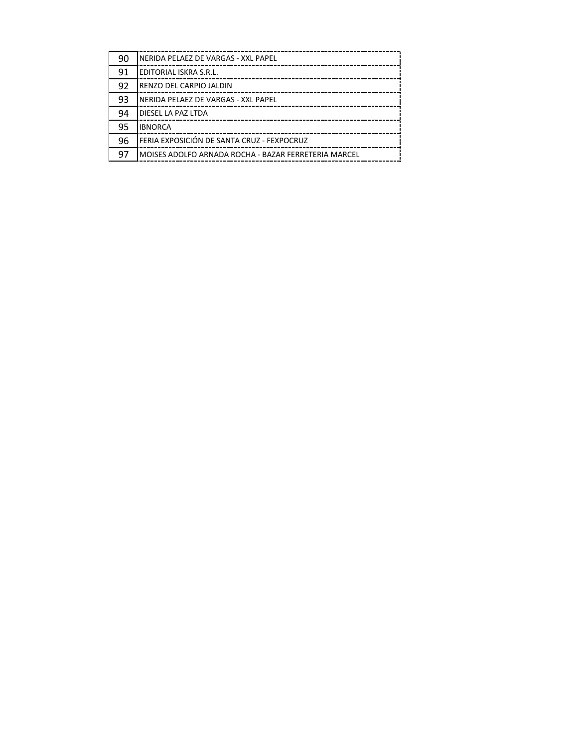| | |
|---|---|
| 90 | NERIDA PELAEZ DE VARGAS - XXL PAPEL |
| 91 | EDITORIAL ISKRA S.R.L. |
| 92 | RENZO DEL CARPIO JALDIN |
| 93 | NERIDA PELAEZ DE VARGAS - XXL PAPEL |
| 94 | DIESEL LA PAZ LTDA |
| 95 | IBNORCA |
| 96 | FERIA EXPOSICIÓN DE SANTA CRUZ - FEXPOCRUZ |
| 97 | MOISES ADOLFO ARNADA ROCHA - BAZAR FERRETERIA MARCEL |